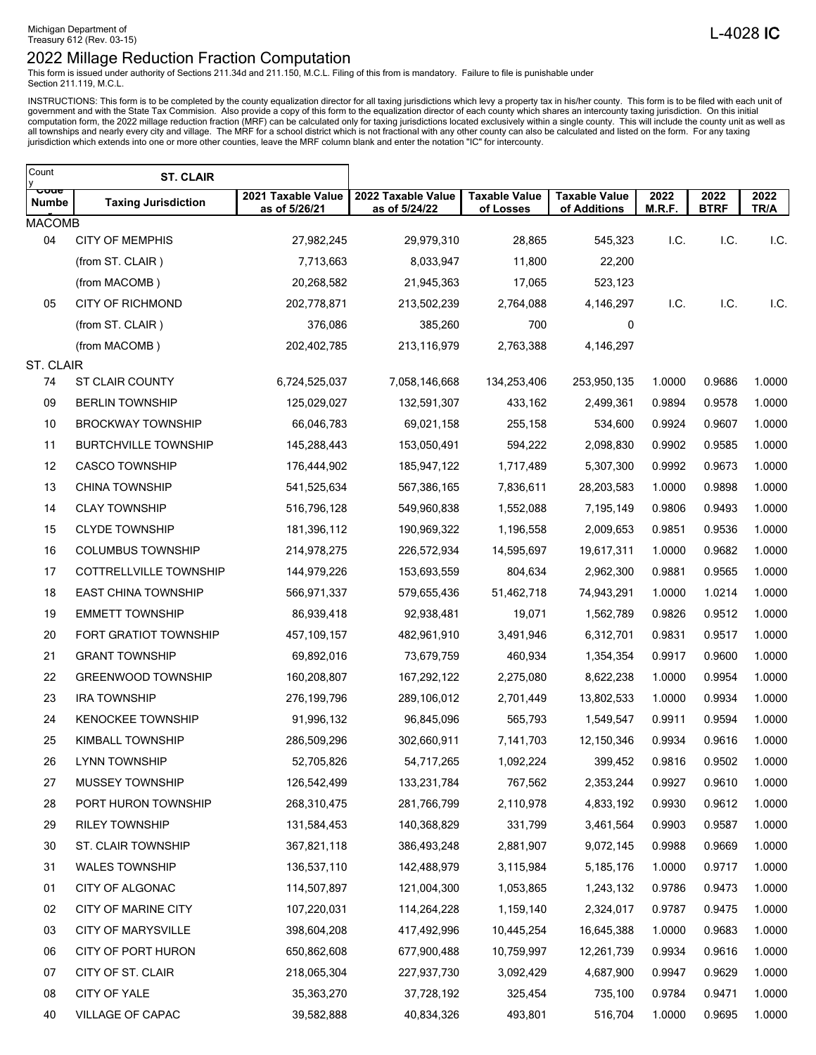Michigan Department of
Treasury 612 (Rev. 03-15)

L-4028 **IC**

# 2022 Millage Reduction Fraction Computation

This form is issued under authority of Sections 211.34d and 211.150, M.C.L. Filing of this from is mandatory. Failure to file is punishable under Section 211.119, M.C.L.

INSTRUCTIONS: This form is to be completed by the county equalization director for all taxing jurisdictions which levy a property tax in his/her county. This form is to be filed with each unit of government and with the State Tax Commision. Also provide a copy of this form to the equalization director of each county which shares an intercounty taxing jurisdiction. On this initial computation form, the 2022 millage reduction fraction (MRF) can be calculated only for taxing jurisdictions located exclusively within a single county. This will include the county unit as well as all townships and nearly every city and village. The MRF for a school district which is not fractional with any other county can also be calculated and listed on the form. For any taxing jurisdiction which extends into one or more other counties, leave the MRF column blank and enter the notation "IC" for intercounty.

County: **ST. CLAIR**

| Code Number | Taxing Jurisdiction | 2021 Taxable Value as of 5/26/21 | 2022 Taxable Value as of 5/24/22 | Taxable Value of Losses | Taxable Value of Additions | 2022 M.R.F. | 2022 BTRF | 2022 TR/A |
|---|---|---|---|---|---|---|---|---|
| MACOMB | | | | | | | | |
| 04 | CITY OF MEMPHIS | 27,982,245 | 29,979,310 | 28,865 | 545,323 | I.C. | I.C. | I.C. |
| | (from ST. CLAIR ) | 7,713,663 | 8,033,947 | 11,800 | 22,200 | | | |
| | (from MACOMB ) | 20,268,582 | 21,945,363 | 17,065 | 523,123 | | | |
| 05 | CITY OF RICHMOND | 202,778,871 | 213,502,239 | 2,764,088 | 4,146,297 | I.C. | I.C. | I.C. |
| | (from ST. CLAIR ) | 376,086 | 385,260 | 700 | 0 | | | |
| | (from MACOMB ) | 202,402,785 | 213,116,979 | 2,763,388 | 4,146,297 | | | |
| ST. CLAIR | | | | | | | | |
| 74 | ST CLAIR COUNTY | 6,724,525,037 | 7,058,146,668 | 134,253,406 | 253,950,135 | 1.0000 | 0.9686 | 1.0000 |
| 09 | BERLIN TOWNSHIP | 125,029,027 | 132,591,307 | 433,162 | 2,499,361 | 0.9894 | 0.9578 | 1.0000 |
| 10 | BROCKWAY TOWNSHIP | 66,046,783 | 69,021,158 | 255,158 | 534,600 | 0.9924 | 0.9607 | 1.0000 |
| 11 | BURTCHVILLE TOWNSHIP | 145,288,443 | 153,050,491 | 594,222 | 2,098,830 | 0.9902 | 0.9585 | 1.0000 |
| 12 | CASCO TOWNSHIP | 176,444,902 | 185,947,122 | 1,717,489 | 5,307,300 | 0.9992 | 0.9673 | 1.0000 |
| 13 | CHINA TOWNSHIP | 541,525,634 | 567,386,165 | 7,836,611 | 28,203,583 | 1.0000 | 0.9898 | 1.0000 |
| 14 | CLAY TOWNSHIP | 516,796,128 | 549,960,838 | 1,552,088 | 7,195,149 | 0.9806 | 0.9493 | 1.0000 |
| 15 | CLYDE TOWNSHIP | 181,396,112 | 190,969,322 | 1,196,558 | 2,009,653 | 0.9851 | 0.9536 | 1.0000 |
| 16 | COLUMBUS TOWNSHIP | 214,978,275 | 226,572,934 | 14,595,697 | 19,617,311 | 1.0000 | 0.9682 | 1.0000 |
| 17 | COTTRELLVILLE TOWNSHIP | 144,979,226 | 153,693,559 | 804,634 | 2,962,300 | 0.9881 | 0.9565 | 1.0000 |
| 18 | EAST CHINA TOWNSHIP | 566,971,337 | 579,655,436 | 51,462,718 | 74,943,291 | 1.0000 | 1.0214 | 1.0000 |
| 19 | EMMETT TOWNSHIP | 86,939,418 | 92,938,481 | 19,071 | 1,562,789 | 0.9826 | 0.9512 | 1.0000 |
| 20 | FORT GRATIOT TOWNSHIP | 457,109,157 | 482,961,910 | 3,491,946 | 6,312,701 | 0.9831 | 0.9517 | 1.0000 |
| 21 | GRANT TOWNSHIP | 69,892,016 | 73,679,759 | 460,934 | 1,354,354 | 0.9917 | 0.9600 | 1.0000 |
| 22 | GREENWOOD TOWNSHIP | 160,208,807 | 167,292,122 | 2,275,080 | 8,622,238 | 1.0000 | 0.9954 | 1.0000 |
| 23 | IRA TOWNSHIP | 276,199,796 | 289,106,012 | 2,701,449 | 13,802,533 | 1.0000 | 0.9934 | 1.0000 |
| 24 | KENOCKEE TOWNSHIP | 91,996,132 | 96,845,096 | 565,793 | 1,549,547 | 0.9911 | 0.9594 | 1.0000 |
| 25 | KIMBALL TOWNSHIP | 286,509,296 | 302,660,911 | 7,141,703 | 12,150,346 | 0.9934 | 0.9616 | 1.0000 |
| 26 | LYNN TOWNSHIP | 52,705,826 | 54,717,265 | 1,092,224 | 399,452 | 0.9816 | 0.9502 | 1.0000 |
| 27 | MUSSEY TOWNSHIP | 126,542,499 | 133,231,784 | 767,562 | 2,353,244 | 0.9927 | 0.9610 | 1.0000 |
| 28 | PORT HURON TOWNSHIP | 268,310,475 | 281,766,799 | 2,110,978 | 4,833,192 | 0.9930 | 0.9612 | 1.0000 |
| 29 | RILEY TOWNSHIP | 131,584,453 | 140,368,829 | 331,799 | 3,461,564 | 0.9903 | 0.9587 | 1.0000 |
| 30 | ST. CLAIR TOWNSHIP | 367,821,118 | 386,493,248 | 2,881,907 | 9,072,145 | 0.9988 | 0.9669 | 1.0000 |
| 31 | WALES TOWNSHIP | 136,537,110 | 142,488,979 | 3,115,984 | 5,185,176 | 1.0000 | 0.9717 | 1.0000 |
| 01 | CITY OF ALGONAC | 114,507,897 | 121,004,300 | 1,053,865 | 1,243,132 | 0.9786 | 0.9473 | 1.0000 |
| 02 | CITY OF MARINE CITY | 107,220,031 | 114,264,228 | 1,159,140 | 2,324,017 | 0.9787 | 0.9475 | 1.0000 |
| 03 | CITY OF MARYSVILLE | 398,604,208 | 417,492,996 | 10,445,254 | 16,645,388 | 1.0000 | 0.9683 | 1.0000 |
| 06 | CITY OF PORT HURON | 650,862,608 | 677,900,488 | 10,759,997 | 12,261,739 | 0.9934 | 0.9616 | 1.0000 |
| 07 | CITY OF ST. CLAIR | 218,065,304 | 227,937,730 | 3,092,429 | 4,687,900 | 0.9947 | 0.9629 | 1.0000 |
| 08 | CITY OF YALE | 35,363,270 | 37,728,192 | 325,454 | 735,100 | 0.9784 | 0.9471 | 1.0000 |
| 40 | VILLAGE OF CAPAC | 39,582,888 | 40,834,326 | 493,801 | 516,704 | 1.0000 | 0.9695 | 1.0000 |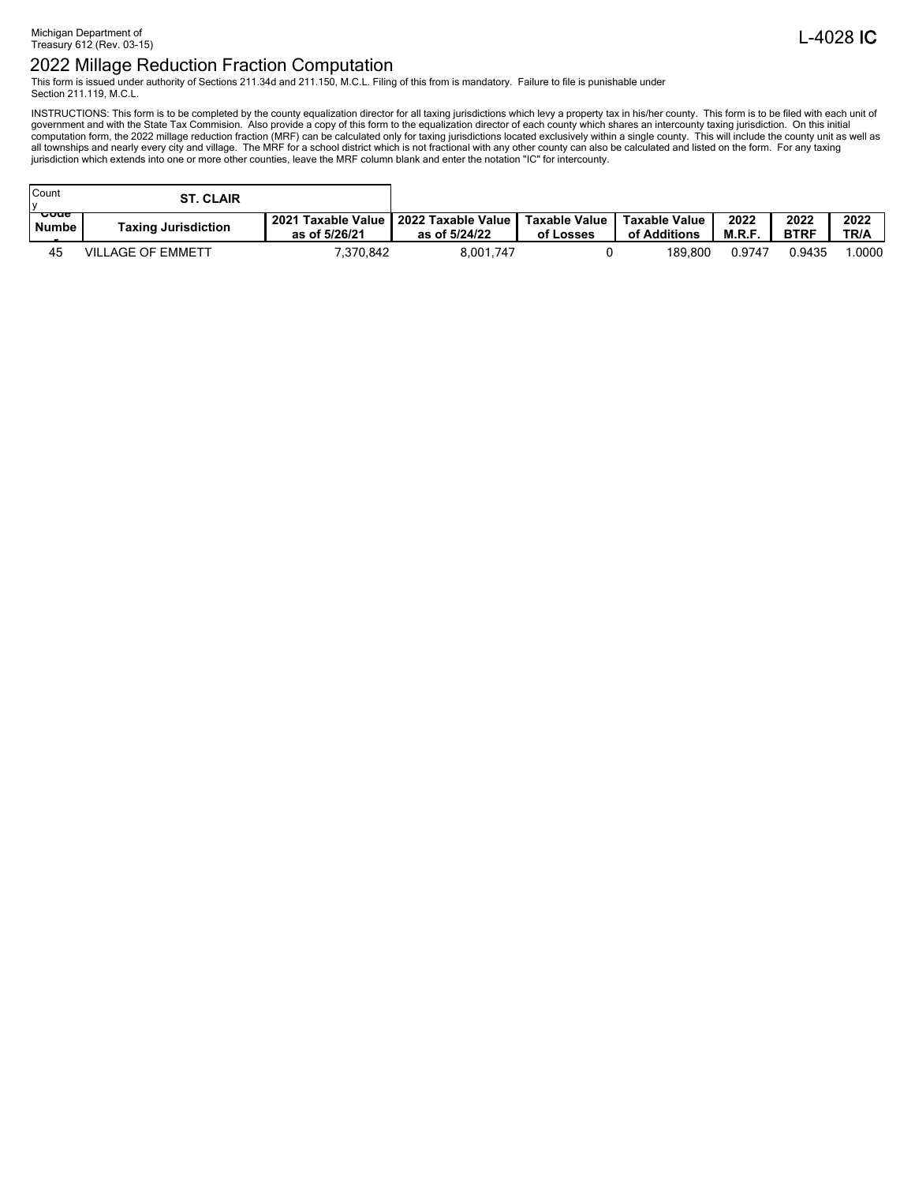Michigan Department of
Treasury 612 (Rev. 03-15)

L-4028 IC

# 2022 Millage Reduction Fraction Computation

This form is issued under authority of Sections 211.34d and 211.150, M.C.L. Filing of this from is mandatory. Failure to file is punishable under Section 211.119, M.C.L.

INSTRUCTIONS: This form is to be completed by the county equalization director for all taxing jurisdictions which levy a property tax in his/her county. This form is to be filed with each unit of government and with the State Tax Commision. Also provide a copy of this form to the equalization director of each county which shares an intercounty taxing jurisdiction. On this initial computation form, the 2022 millage reduction fraction (MRF) can be calculated only for taxing jurisdictions located exclusively within a single county. This will include the county unit as well as all townships and nearly every city and village. The MRF for a school district which is not fractional with any other county can also be calculated and listed on the form. For any taxing jurisdiction which extends into one or more other counties, leave the MRF column blank and enter the notation "IC" for intercounty.

| County | ST. CLAIR | | | | | | | |
|---|---|---|---|---|---|---|---|---|
| **Code Number** | **Taxing Jurisdiction** | **2021 Taxable Value as of 5/26/21** | **2022 Taxable Value as of 5/24/22** | **Taxable Value of Losses** | **Taxable Value of Additions** | **2022 M.R.F.** | **2022 BTRF** | **2022 TR/A** |
| 45 | VILLAGE OF EMMETT | 7,370,842 | 8,001,747 | 0 | 189,800 | 0.9747 | 0.9435 | 1.0000 |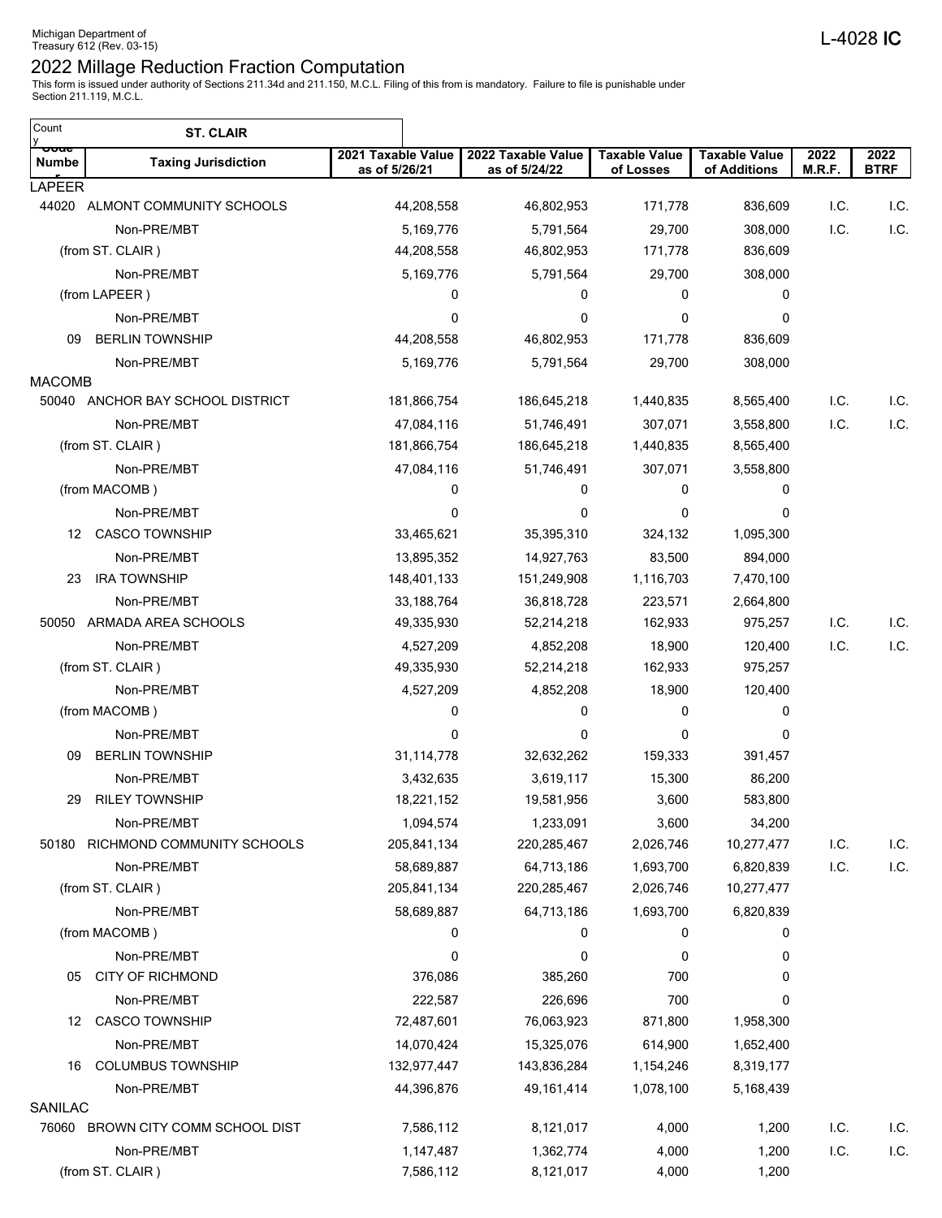Michigan Department of Treasury 612 (Rev. 03-15)

L-4028 IC

# 2022 Millage Reduction Fraction Computation

This form is issued under authority of Sections 211.34d and 211.150, M.C.L. Filing of this from is mandatory. Failure to file is punishable under Section 211.119, M.C.L.

County: **ST. CLAIR**

| Code Number | Taxing Jurisdiction | 2021 Taxable Value as of 5/26/21 | 2022 Taxable Value as of 5/24/22 | Taxable Value of Losses | Taxable Value of Additions | 2022 M.R.F. | 2022 BTRF |
|---|---|---|---|---|---|---|---|
| LAPEER | | | | | | | |
| 44020 | ALMONT COMMUNITY SCHOOLS | 44,208,558 | 46,802,953 | 171,778 | 836,609 | I.C. | I.C. |
| | Non-PRE/MBT | 5,169,776 | 5,791,564 | 29,700 | 308,000 | I.C. | I.C. |
| | (from ST. CLAIR ) | 44,208,558 | 46,802,953 | 171,778 | 836,609 | | |
| | Non-PRE/MBT | 5,169,776 | 5,791,564 | 29,700 | 308,000 | | |
| | (from LAPEER ) | 0 | 0 | 0 | 0 | | |
| | Non-PRE/MBT | 0 | 0 | 0 | 0 | | |
| 09 | BERLIN TOWNSHIP | 44,208,558 | 46,802,953 | 171,778 | 836,609 | | |
| | Non-PRE/MBT | 5,169,776 | 5,791,564 | 29,700 | 308,000 | | |
| MACOMB | | | | | | | |
| 50040 | ANCHOR BAY SCHOOL DISTRICT | 181,866,754 | 186,645,218 | 1,440,835 | 8,565,400 | I.C. | I.C. |
| | Non-PRE/MBT | 47,084,116 | 51,746,491 | 307,071 | 3,558,800 | I.C. | I.C. |
| | (from ST. CLAIR ) | 181,866,754 | 186,645,218 | 1,440,835 | 8,565,400 | | |
| | Non-PRE/MBT | 47,084,116 | 51,746,491 | 307,071 | 3,558,800 | | |
| | (from MACOMB ) | 0 | 0 | 0 | 0 | | |
| | Non-PRE/MBT | 0 | 0 | 0 | 0 | | |
| 12 | CASCO TOWNSHIP | 33,465,621 | 35,395,310 | 324,132 | 1,095,300 | | |
| | Non-PRE/MBT | 13,895,352 | 14,927,763 | 83,500 | 894,000 | | |
| 23 | IRA TOWNSHIP | 148,401,133 | 151,249,908 | 1,116,703 | 7,470,100 | | |
| | Non-PRE/MBT | 33,188,764 | 36,818,728 | 223,571 | 2,664,800 | | |
| 50050 | ARMADA AREA SCHOOLS | 49,335,930 | 52,214,218 | 162,933 | 975,257 | I.C. | I.C. |
| | Non-PRE/MBT | 4,527,209 | 4,852,208 | 18,900 | 120,400 | I.C. | I.C. |
| | (from ST. CLAIR ) | 49,335,930 | 52,214,218 | 162,933 | 975,257 | | |
| | Non-PRE/MBT | 4,527,209 | 4,852,208 | 18,900 | 120,400 | | |
| | (from MACOMB ) | 0 | 0 | 0 | 0 | | |
| | Non-PRE/MBT | 0 | 0 | 0 | 0 | | |
| 09 | BERLIN TOWNSHIP | 31,114,778 | 32,632,262 | 159,333 | 391,457 | | |
| | Non-PRE/MBT | 3,432,635 | 3,619,117 | 15,300 | 86,200 | | |
| 29 | RILEY TOWNSHIP | 18,221,152 | 19,581,956 | 3,600 | 583,800 | | |
| | Non-PRE/MBT | 1,094,574 | 1,233,091 | 3,600 | 34,200 | | |
| 50180 | RICHMOND COMMUNITY SCHOOLS | 205,841,134 | 220,285,467 | 2,026,746 | 10,277,477 | I.C. | I.C. |
| | Non-PRE/MBT | 58,689,887 | 64,713,186 | 1,693,700 | 6,820,839 | I.C. | I.C. |
| | (from ST. CLAIR ) | 205,841,134 | 220,285,467 | 2,026,746 | 10,277,477 | | |
| | Non-PRE/MBT | 58,689,887 | 64,713,186 | 1,693,700 | 6,820,839 | | |
| | (from MACOMB ) | 0 | 0 | 0 | 0 | | |
| | Non-PRE/MBT | 0 | 0 | 0 | 0 | | |
| 05 | CITY OF RICHMOND | 376,086 | 385,260 | 700 | 0 | | |
| | Non-PRE/MBT | 222,587 | 226,696 | 700 | 0 | | |
| 12 | CASCO TOWNSHIP | 72,487,601 | 76,063,923 | 871,800 | 1,958,300 | | |
| | Non-PRE/MBT | 14,070,424 | 15,325,076 | 614,900 | 1,652,400 | | |
| 16 | COLUMBUS TOWNSHIP | 132,977,447 | 143,836,284 | 1,154,246 | 8,319,177 | | |
| | Non-PRE/MBT | 44,396,876 | 49,161,414 | 1,078,100 | 5,168,439 | | |
| SANILAC | | | | | | | |
| 76060 | BROWN CITY COMM SCHOOL DIST | 7,586,112 | 8,121,017 | 4,000 | 1,200 | I.C. | I.C. |
| | Non-PRE/MBT | 1,147,487 | 1,362,774 | 4,000 | 1,200 | I.C. | I.C. |
| | (from ST. CLAIR ) | 7,586,112 | 8,121,017 | 4,000 | 1,200 | | |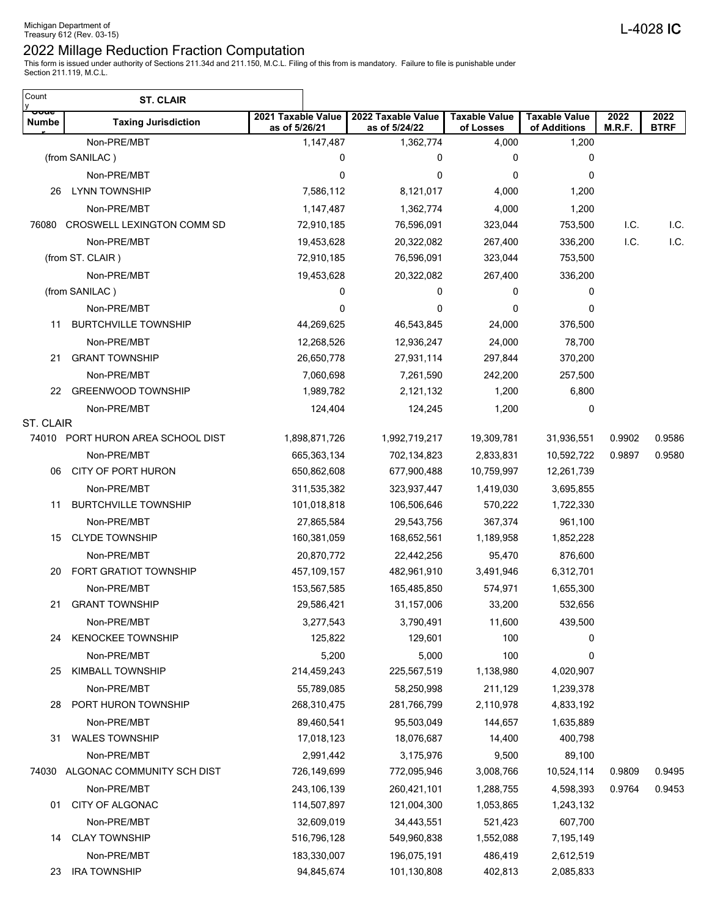Michigan Department of Treasury 612 (Rev. 03-15)

L-4028 IC

# 2022 Millage Reduction Fraction Computation

This form is issued under authority of Sections 211.34d and 211.150, M.C.L. Filing of this from is mandatory. Failure to file is punishable under Section 211.119, M.C.L.

County: **ST. CLAIR**

| Code Number | Taxing Jurisdiction | 2021 Taxable Value as of 5/26/21 | 2022 Taxable Value as of 5/24/22 | Taxable Value of Losses | Taxable Value of Additions | 2022 M.R.F. | 2022 BTRF |
|---|---|---|---|---|---|---|---|
| | Non-PRE/MBT | 1,147,487 | 1,362,774 | 4,000 | 1,200 | | |
| | (from SANILAC ) | 0 | 0 | 0 | 0 | | |
| | Non-PRE/MBT | 0 | 0 | 0 | 0 | | |
| 26 | LYNN TOWNSHIP | 7,586,112 | 8,121,017 | 4,000 | 1,200 | | |
| | Non-PRE/MBT | 1,147,487 | 1,362,774 | 4,000 | 1,200 | | |
| 76080 | CROSWELL LEXINGTON COMM SD | 72,910,185 | 76,596,091 | 323,044 | 753,500 | I.C. | I.C. |
| | Non-PRE/MBT | 19,453,628 | 20,322,082 | 267,400 | 336,200 | I.C. | I.C. |
| | (from ST. CLAIR ) | 72,910,185 | 76,596,091 | 323,044 | 753,500 | | |
| | Non-PRE/MBT | 19,453,628 | 20,322,082 | 267,400 | 336,200 | | |
| | (from SANILAC ) | 0 | 0 | 0 | 0 | | |
| | Non-PRE/MBT | 0 | 0 | 0 | 0 | | |
| 11 | BURTCHVILLE TOWNSHIP | 44,269,625 | 46,543,845 | 24,000 | 376,500 | | |
| | Non-PRE/MBT | 12,268,526 | 12,936,247 | 24,000 | 78,700 | | |
| 21 | GRANT TOWNSHIP | 26,650,778 | 27,931,114 | 297,844 | 370,200 | | |
| | Non-PRE/MBT | 7,060,698 | 7,261,590 | 242,200 | 257,500 | | |
| 22 | GREENWOOD TOWNSHIP | 1,989,782 | 2,121,132 | 1,200 | 6,800 | | |
| | Non-PRE/MBT | 124,404 | 124,245 | 1,200 | 0 | | |
| ST. CLAIR | | | | | | | |
| 74010 | PORT HURON AREA SCHOOL DIST | 1,898,871,726 | 1,992,719,217 | 19,309,781 | 31,936,551 | 0.9902 | 0.9586 |
| | Non-PRE/MBT | 665,363,134 | 702,134,823 | 2,833,831 | 10,592,722 | 0.9897 | 0.9580 |
| 06 | CITY OF PORT HURON | 650,862,608 | 677,900,488 | 10,759,997 | 12,261,739 | | |
| | Non-PRE/MBT | 311,535,382 | 323,937,447 | 1,419,030 | 3,695,855 | | |
| 11 | BURTCHVILLE TOWNSHIP | 101,018,818 | 106,506,646 | 570,222 | 1,722,330 | | |
| | Non-PRE/MBT | 27,865,584 | 29,543,756 | 367,374 | 961,100 | | |
| 15 | CLYDE TOWNSHIP | 160,381,059 | 168,652,561 | 1,189,958 | 1,852,228 | | |
| | Non-PRE/MBT | 20,870,772 | 22,442,256 | 95,470 | 876,600 | | |
| 20 | FORT GRATIOT TOWNSHIP | 457,109,157 | 482,961,910 | 3,491,946 | 6,312,701 | | |
| | Non-PRE/MBT | 153,567,585 | 165,485,850 | 574,971 | 1,655,300 | | |
| 21 | GRANT TOWNSHIP | 29,586,421 | 31,157,006 | 33,200 | 532,656 | | |
| | Non-PRE/MBT | 3,277,543 | 3,790,491 | 11,600 | 439,500 | | |
| 24 | KENOCKEE TOWNSHIP | 125,822 | 129,601 | 100 | 0 | | |
| | Non-PRE/MBT | 5,200 | 5,000 | 100 | 0 | | |
| 25 | KIMBALL TOWNSHIP | 214,459,243 | 225,567,519 | 1,138,980 | 4,020,907 | | |
| | Non-PRE/MBT | 55,789,085 | 58,250,998 | 211,129 | 1,239,378 | | |
| 28 | PORT HURON TOWNSHIP | 268,310,475 | 281,766,799 | 2,110,978 | 4,833,192 | | |
| | Non-PRE/MBT | 89,460,541 | 95,503,049 | 144,657 | 1,635,889 | | |
| 31 | WALES TOWNSHIP | 17,018,123 | 18,076,687 | 14,400 | 400,798 | | |
| | Non-PRE/MBT | 2,991,442 | 3,175,976 | 9,500 | 89,100 | | |
| 74030 | ALGONAC COMMUNITY SCH DIST | 726,149,699 | 772,095,946 | 3,008,766 | 10,524,114 | 0.9809 | 0.9495 |
| | Non-PRE/MBT | 243,106,139 | 260,421,101 | 1,288,755 | 4,598,393 | 0.9764 | 0.9453 |
| 01 | CITY OF ALGONAC | 114,507,897 | 121,004,300 | 1,053,865 | 1,243,132 | | |
| | Non-PRE/MBT | 32,609,019 | 34,443,551 | 521,423 | 607,700 | | |
| 14 | CLAY TOWNSHIP | 516,796,128 | 549,960,838 | 1,552,088 | 7,195,149 | | |
| | Non-PRE/MBT | 183,330,007 | 196,075,191 | 486,419 | 2,612,519 | | |
| 23 | IRA TOWNSHIP | 94,845,674 | 101,130,808 | 402,813 | 2,085,833 | | |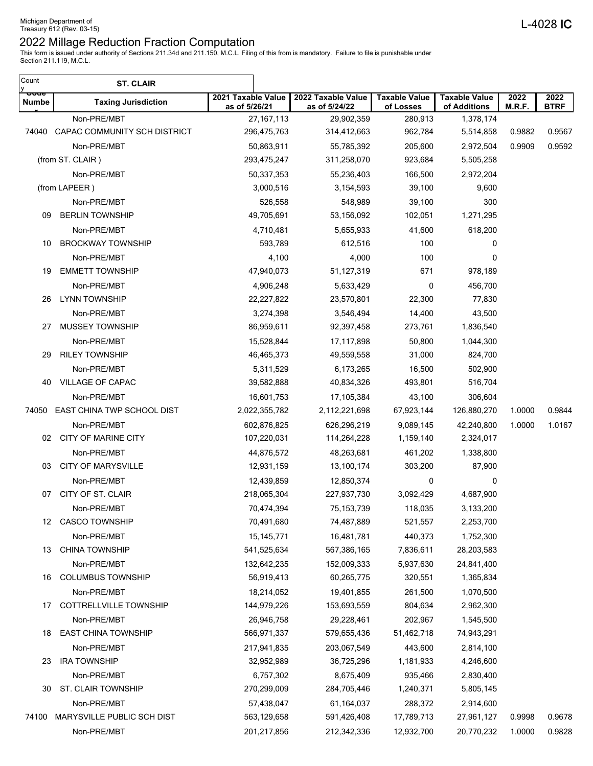Michigan Department of
Treasury 612 (Rev. 03-15)

L-4028 **IC**

# 2022 Millage Reduction Fraction Computation

This form is issued under authority of Sections 211.34d and 211.150, M.C.L. Filing of this from is mandatory. Failure to file is punishable under Section 211.119, M.C.L.

| County | ST. CLAIR | | | | | | |
|---|---|---|---|---|---|---|---|
| **Code Number** | **Taxing Jurisdiction** | **2021 Taxable Value as of 5/26/21** | **2022 Taxable Value as of 5/24/22** | **Taxable Value of Losses** | **Taxable Value of Additions** | **2022 M.R.F.** | **2022 BTRF** |
| | Non-PRE/MBT | 27,167,113 | 29,902,359 | 280,913 | 1,378,174 | | |
| 74040 | CAPAC COMMUNITY SCH DISTRICT | 296,475,763 | 314,412,663 | 962,784 | 5,514,858 | 0.9882 | 0.9567 |
| | Non-PRE/MBT | 50,863,911 | 55,785,392 | 205,600 | 2,972,504 | 0.9909 | 0.9592 |
| | (from ST. CLAIR ) | 293,475,247 | 311,258,070 | 923,684 | 5,505,258 | | |
| | Non-PRE/MBT | 50,337,353 | 55,236,403 | 166,500 | 2,972,204 | | |
| | (from LAPEER ) | 3,000,516 | 3,154,593 | 39,100 | 9,600 | | |
| | Non-PRE/MBT | 526,558 | 548,989 | 39,100 | 300 | | |
| 09 | BERLIN TOWNSHIP | 49,705,691 | 53,156,092 | 102,051 | 1,271,295 | | |
| | Non-PRE/MBT | 4,710,481 | 5,655,933 | 41,600 | 618,200 | | |
| 10 | BROCKWAY TOWNSHIP | 593,789 | 612,516 | 100 | 0 | | |
| | Non-PRE/MBT | 4,100 | 4,000 | 100 | 0 | | |
| 19 | EMMETT TOWNSHIP | 47,940,073 | 51,127,319 | 671 | 978,189 | | |
| | Non-PRE/MBT | 4,906,248 | 5,633,429 | 0 | 456,700 | | |
| 26 | LYNN TOWNSHIP | 22,227,822 | 23,570,801 | 22,300 | 77,830 | | |
| | Non-PRE/MBT | 3,274,398 | 3,546,494 | 14,400 | 43,500 | | |
| 27 | MUSSEY TOWNSHIP | 86,959,611 | 92,397,458 | 273,761 | 1,836,540 | | |
| | Non-PRE/MBT | 15,528,844 | 17,117,898 | 50,800 | 1,044,300 | | |
| 29 | RILEY TOWNSHIP | 46,465,373 | 49,559,558 | 31,000 | 824,700 | | |
| | Non-PRE/MBT | 5,311,529 | 6,173,265 | 16,500 | 502,900 | | |
| 40 | VILLAGE OF CAPAC | 39,582,888 | 40,834,326 | 493,801 | 516,704 | | |
| | Non-PRE/MBT | 16,601,753 | 17,105,384 | 43,100 | 306,604 | | |
| 74050 | EAST CHINA TWP SCHOOL DIST | 2,022,355,782 | 2,112,221,698 | 67,923,144 | 126,880,270 | 1.0000 | 0.9844 |
| | Non-PRE/MBT | 602,876,825 | 626,296,219 | 9,089,145 | 42,240,800 | 1.0000 | 1.0167 |
| 02 | CITY OF MARINE CITY | 107,220,031 | 114,264,228 | 1,159,140 | 2,324,017 | | |
| | Non-PRE/MBT | 44,876,572 | 48,263,681 | 461,202 | 1,338,800 | | |
| 03 | CITY OF MARYSVILLE | 12,931,159 | 13,100,174 | 303,200 | 87,900 | | |
| | Non-PRE/MBT | 12,439,859 | 12,850,374 | 0 | 0 | | |
| 07 | CITY OF ST. CLAIR | 218,065,304 | 227,937,730 | 3,092,429 | 4,687,900 | | |
| | Non-PRE/MBT | 70,474,394 | 75,153,739 | 118,035 | 3,133,200 | | |
| 12 | CASCO TOWNSHIP | 70,491,680 | 74,487,889 | 521,557 | 2,253,700 | | |
| | Non-PRE/MBT | 15,145,771 | 16,481,781 | 440,373 | 1,752,300 | | |
| 13 | CHINA TOWNSHIP | 541,525,634 | 567,386,165 | 7,836,611 | 28,203,583 | | |
| | Non-PRE/MBT | 132,642,235 | 152,009,333 | 5,937,630 | 24,841,400 | | |
| 16 | COLUMBUS TOWNSHIP | 56,919,413 | 60,265,775 | 320,551 | 1,365,834 | | |
| | Non-PRE/MBT | 18,214,052 | 19,401,855 | 261,500 | 1,070,500 | | |
| 17 | COTTRELLVILLE TOWNSHIP | 144,979,226 | 153,693,559 | 804,634 | 2,962,300 | | |
| | Non-PRE/MBT | 26,946,758 | 29,228,461 | 202,967 | 1,545,500 | | |
| 18 | EAST CHINA TOWNSHIP | 566,971,337 | 579,655,436 | 51,462,718 | 74,943,291 | | |
| | Non-PRE/MBT | 217,941,835 | 203,067,549 | 443,600 | 2,814,100 | | |
| 23 | IRA TOWNSHIP | 32,952,989 | 36,725,296 | 1,181,933 | 4,246,600 | | |
| | Non-PRE/MBT | 6,757,302 | 8,675,409 | 935,466 | 2,830,400 | | |
| 30 | ST. CLAIR TOWNSHIP | 270,299,009 | 284,705,446 | 1,240,371 | 5,805,145 | | |
| | Non-PRE/MBT | 57,438,047 | 61,164,037 | 288,372 | 2,914,600 | | |
| 74100 | MARYSVILLE PUBLIC SCH DIST | 563,129,658 | 591,426,408 | 17,789,713 | 27,961,127 | 0.9998 | 0.9678 |
| | Non-PRE/MBT | 201,217,856 | 212,342,336 | 12,932,700 | 20,770,232 | 1.0000 | 0.9828 |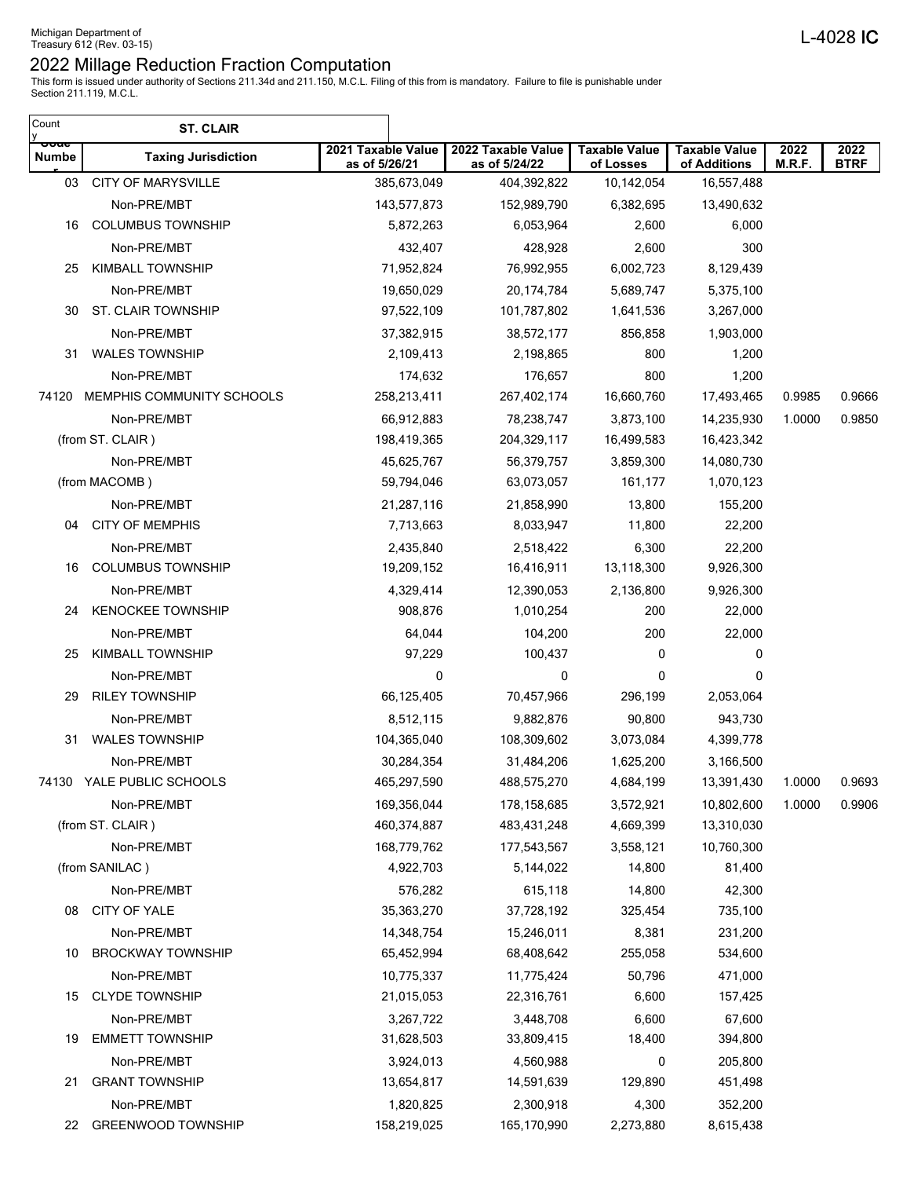Michigan Department of Treasury 612 (Rev. 03-15)

L-4028 IC

# 2022 Millage Reduction Fraction Computation

This form is issued under authority of Sections 211.34d and 211.150, M.C.L. Filing of this from is mandatory. Failure to file is punishable under Section 211.119, M.C.L.

| County | ST. CLAIR | | | | | | |
|---|---|---|---|---|---|---|---|
| **Code Number** | **Taxing Jurisdiction** | **2021 Taxable Value as of 5/26/21** | **2022 Taxable Value as of 5/24/22** | **Taxable Value of Losses** | **Taxable Value of Additions** | **2022 M.R.F.** | **2022 BTRF** |
| 03 | CITY OF MARYSVILLE | 385,673,049 | 404,392,822 | 10,142,054 | 16,557,488 | | |
| | Non-PRE/MBT | 143,577,873 | 152,989,790 | 6,382,695 | 13,490,632 | | |
| 16 | COLUMBUS TOWNSHIP | 5,872,263 | 6,053,964 | 2,600 | 6,000 | | |
| | Non-PRE/MBT | 432,407 | 428,928 | 2,600 | 300 | | |
| 25 | KIMBALL TOWNSHIP | 71,952,824 | 76,992,955 | 6,002,723 | 8,129,439 | | |
| | Non-PRE/MBT | 19,650,029 | 20,174,784 | 5,689,747 | 5,375,100 | | |
| 30 | ST. CLAIR TOWNSHIP | 97,522,109 | 101,787,802 | 1,641,536 | 3,267,000 | | |
| | Non-PRE/MBT | 37,382,915 | 38,572,177 | 856,858 | 1,903,000 | | |
| 31 | WALES TOWNSHIP | 2,109,413 | 2,198,865 | 800 | 1,200 | | |
| | Non-PRE/MBT | 174,632 | 176,657 | 800 | 1,200 | | |
| 74120 | MEMPHIS COMMUNITY SCHOOLS | 258,213,411 | 267,402,174 | 16,660,760 | 17,493,465 | 0.9985 | 0.9666 |
| | Non-PRE/MBT | 66,912,883 | 78,238,747 | 3,873,100 | 14,235,930 | 1.0000 | 0.9850 |
| | (from ST. CLAIR ) | 198,419,365 | 204,329,117 | 16,499,583 | 16,423,342 | | |
| | Non-PRE/MBT | 45,625,767 | 56,379,757 | 3,859,300 | 14,080,730 | | |
| | (from MACOMB ) | 59,794,046 | 63,073,057 | 161,177 | 1,070,123 | | |
| | Non-PRE/MBT | 21,287,116 | 21,858,990 | 13,800 | 155,200 | | |
| 04 | CITY OF MEMPHIS | 7,713,663 | 8,033,947 | 11,800 | 22,200 | | |
| | Non-PRE/MBT | 2,435,840 | 2,518,422 | 6,300 | 22,200 | | |
| 16 | COLUMBUS TOWNSHIP | 19,209,152 | 16,416,911 | 13,118,300 | 9,926,300 | | |
| | Non-PRE/MBT | 4,329,414 | 12,390,053 | 2,136,800 | 9,926,300 | | |
| 24 | KENOCKEE TOWNSHIP | 908,876 | 1,010,254 | 200 | 22,000 | | |
| | Non-PRE/MBT | 64,044 | 104,200 | 200 | 22,000 | | |
| 25 | KIMBALL TOWNSHIP | 97,229 | 100,437 | 0 | 0 | | |
| | Non-PRE/MBT | 0 | 0 | 0 | 0 | | |
| 29 | RILEY TOWNSHIP | 66,125,405 | 70,457,966 | 296,199 | 2,053,064 | | |
| | Non-PRE/MBT | 8,512,115 | 9,882,876 | 90,800 | 943,730 | | |
| 31 | WALES TOWNSHIP | 104,365,040 | 108,309,602 | 3,073,084 | 4,399,778 | | |
| | Non-PRE/MBT | 30,284,354 | 31,484,206 | 1,625,200 | 3,166,500 | | |
| 74130 | YALE PUBLIC SCHOOLS | 465,297,590 | 488,575,270 | 4,684,199 | 13,391,430 | 1.0000 | 0.9693 |
| | Non-PRE/MBT | 169,356,044 | 178,158,685 | 3,572,921 | 10,802,600 | 1.0000 | 0.9906 |
| | (from ST. CLAIR ) | 460,374,887 | 483,431,248 | 4,669,399 | 13,310,030 | | |
| | Non-PRE/MBT | 168,779,762 | 177,543,567 | 3,558,121 | 10,760,300 | | |
| | (from SANILAC ) | 4,922,703 | 5,144,022 | 14,800 | 81,400 | | |
| | Non-PRE/MBT | 576,282 | 615,118 | 14,800 | 42,300 | | |
| 08 | CITY OF YALE | 35,363,270 | 37,728,192 | 325,454 | 735,100 | | |
| | Non-PRE/MBT | 14,348,754 | 15,246,011 | 8,381 | 231,200 | | |
| 10 | BROCKWAY TOWNSHIP | 65,452,994 | 68,408,642 | 255,058 | 534,600 | | |
| | Non-PRE/MBT | 10,775,337 | 11,775,424 | 50,796 | 471,000 | | |
| 15 | CLYDE TOWNSHIP | 21,015,053 | 22,316,761 | 6,600 | 157,425 | | |
| | Non-PRE/MBT | 3,267,722 | 3,448,708 | 6,600 | 67,600 | | |
| 19 | EMMETT TOWNSHIP | 31,628,503 | 33,809,415 | 18,400 | 394,800 | | |
| | Non-PRE/MBT | 3,924,013 | 4,560,988 | 0 | 205,800 | | |
| 21 | GRANT TOWNSHIP | 13,654,817 | 14,591,639 | 129,890 | 451,498 | | |
| | Non-PRE/MBT | 1,820,825 | 2,300,918 | 4,300 | 352,200 | | |
| 22 | GREENWOOD TOWNSHIP | 158,219,025 | 165,170,990 | 2,273,880 | 8,615,438 | | |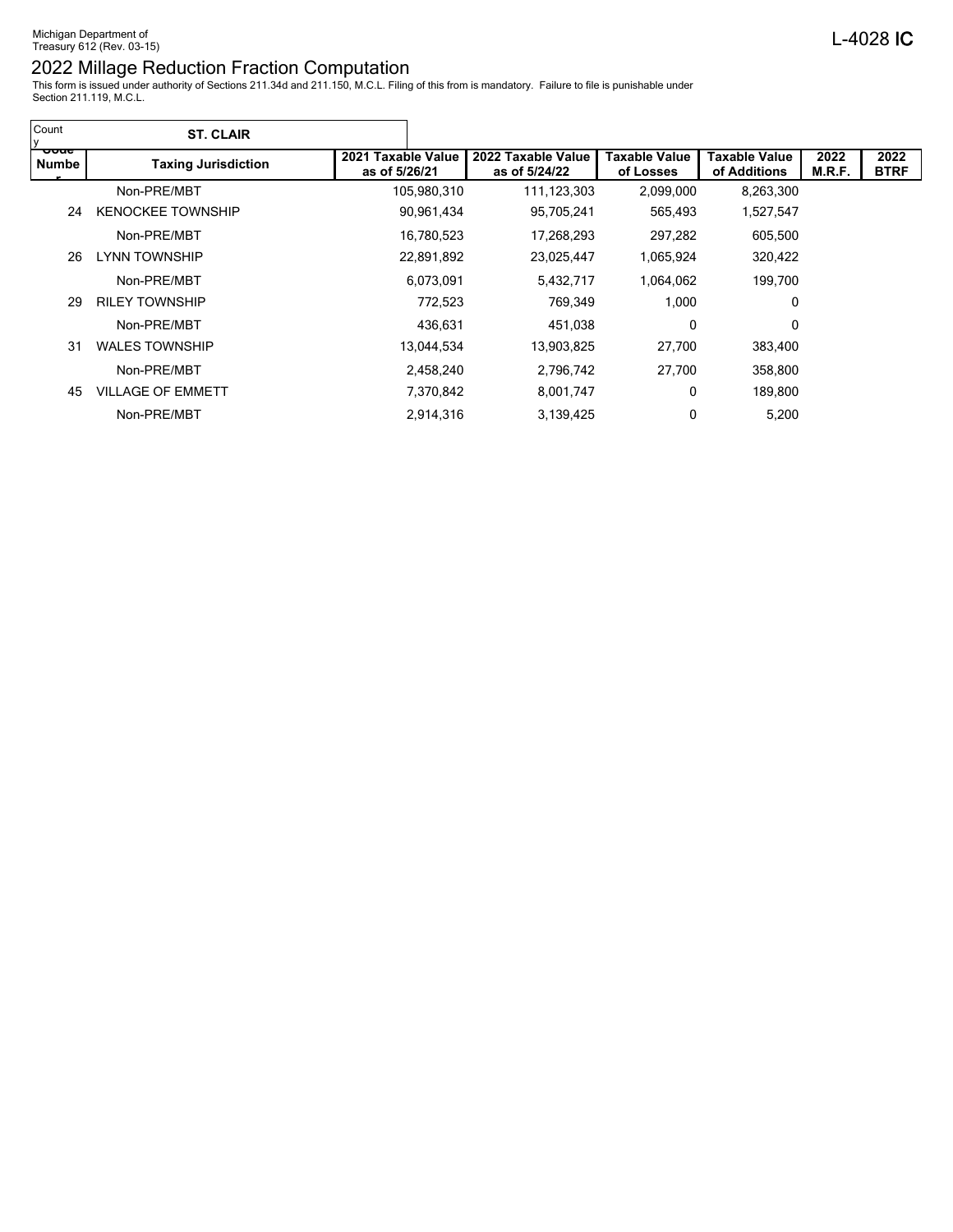Michigan Department of
Treasury 612 (Rev. 03-15)

L-4028 IC

# 2022 Millage Reduction Fraction Computation

This form is issued under authority of Sections 211.34d and 211.150, M.C.L. Filing of this from is mandatory. Failure to file is punishable under Section 211.119, M.C.L.

County: **ST. CLAIR**

| Code Number | Taxing Jurisdiction | 2021 Taxable Value as of 5/26/21 | 2022 Taxable Value as of 5/24/22 | Taxable Value of Losses | Taxable Value of Additions | 2022 M.R.F. | 2022 BTRF |
|---|---|---|---|---|---|---|---|
| | Non-PRE/MBT | 105,980,310 | 111,123,303 | 2,099,000 | 8,263,300 | | |
| 24 | KENOCKEE TOWNSHIP | 90,961,434 | 95,705,241 | 565,493 | 1,527,547 | | |
| | Non-PRE/MBT | 16,780,523 | 17,268,293 | 297,282 | 605,500 | | |
| 26 | LYNN TOWNSHIP | 22,891,892 | 23,025,447 | 1,065,924 | 320,422 | | |
| | Non-PRE/MBT | 6,073,091 | 5,432,717 | 1,064,062 | 199,700 | | |
| 29 | RILEY TOWNSHIP | 772,523 | 769,349 | 1,000 | 0 | | |
| | Non-PRE/MBT | 436,631 | 451,038 | 0 | 0 | | |
| 31 | WALES TOWNSHIP | 13,044,534 | 13,903,825 | 27,700 | 383,400 | | |
| | Non-PRE/MBT | 2,458,240 | 2,796,742 | 27,700 | 358,800 | | |
| 45 | VILLAGE OF EMMETT | 7,370,842 | 8,001,747 | 0 | 189,800 | | |
| | Non-PRE/MBT | 2,914,316 | 3,139,425 | 0 | 5,200 | | |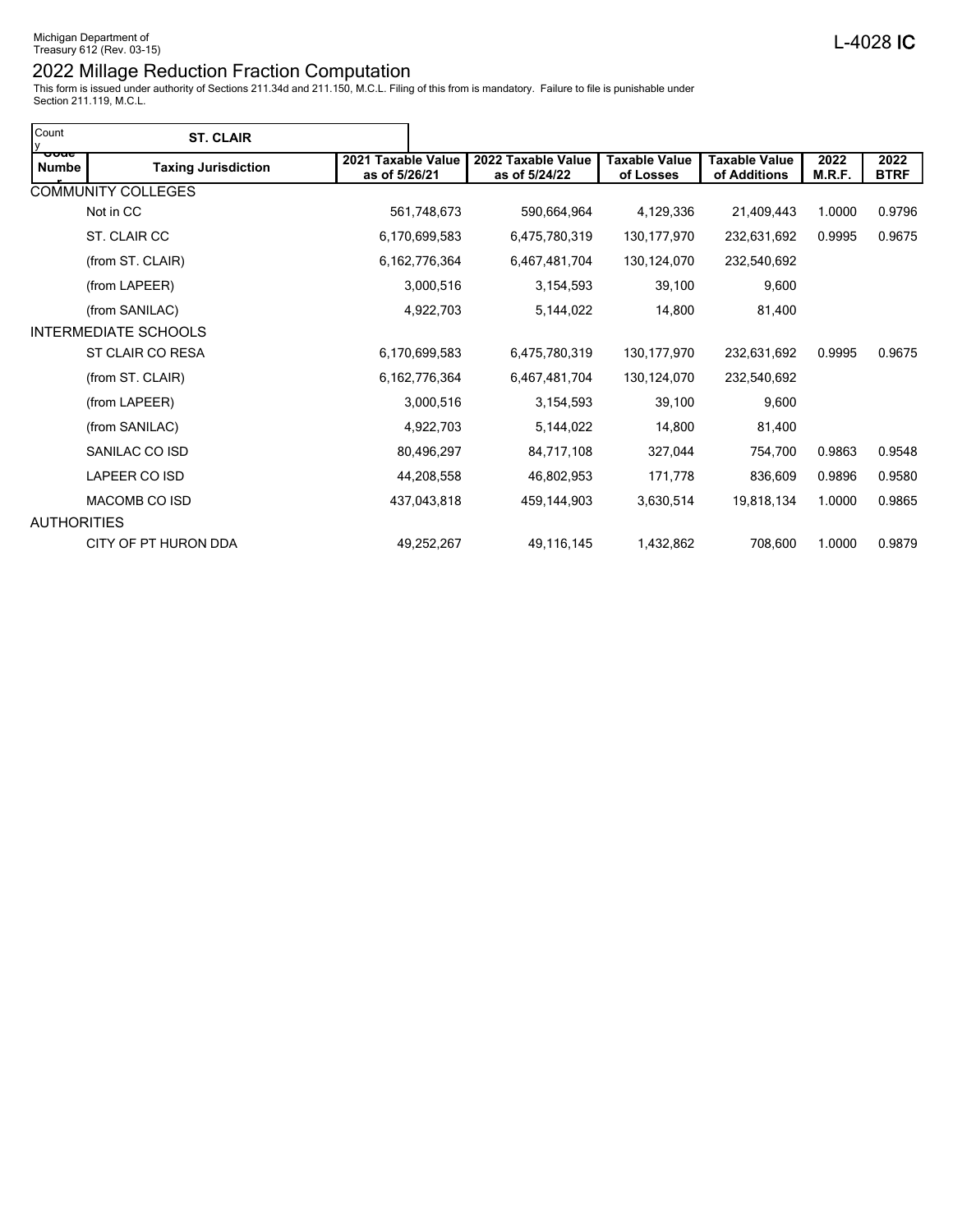Michigan Department of
Treasury 612 (Rev. 03-15)

L-4028 IC

# 2022 Millage Reduction Fraction Computation

This form is issued under authority of Sections 211.34d and 211.150, M.C.L. Filing of this from is mandatory. Failure to file is punishable under Section 211.119, M.C.L.

County **ST. CLAIR**

| Code Number | Taxing Jurisdiction | 2021 Taxable Value as of 5/26/21 | 2022 Taxable Value as of 5/24/22 | Taxable Value of Losses | Taxable Value of Additions | 2022 M.R.F. | 2022 BTRF |
|---|---|---|---|---|---|---|---|
| COMMUNITY COLLEGES | | | | | | | |
| | Not in CC | 561,748,673 | 590,664,964 | 4,129,336 | 21,409,443 | 1.0000 | 0.9796 |
| | ST. CLAIR CC | 6,170,699,583 | 6,475,780,319 | 130,177,970 | 232,631,692 | 0.9995 | 0.9675 |
| | (from ST. CLAIR) | 6,162,776,364 | 6,467,481,704 | 130,124,070 | 232,540,692 | | |
| | (from LAPEER) | 3,000,516 | 3,154,593 | 39,100 | 9,600 | | |
| | (from SANILAC) | 4,922,703 | 5,144,022 | 14,800 | 81,400 | | |
| INTERMEDIATE SCHOOLS | | | | | | | |
| | ST CLAIR CO RESA | 6,170,699,583 | 6,475,780,319 | 130,177,970 | 232,631,692 | 0.9995 | 0.9675 |
| | (from ST. CLAIR) | 6,162,776,364 | 6,467,481,704 | 130,124,070 | 232,540,692 | | |
| | (from LAPEER) | 3,000,516 | 3,154,593 | 39,100 | 9,600 | | |
| | (from SANILAC) | 4,922,703 | 5,144,022 | 14,800 | 81,400 | | |
| | SANILAC CO ISD | 80,496,297 | 84,717,108 | 327,044 | 754,700 | 0.9863 | 0.9548 |
| | LAPEER CO ISD | 44,208,558 | 46,802,953 | 171,778 | 836,609 | 0.9896 | 0.9580 |
| | MACOMB CO ISD | 437,043,818 | 459,144,903 | 3,630,514 | 19,818,134 | 1.0000 | 0.9865 |
| AUTHORITIES | | | | | | | |
| | CITY OF PT HURON DDA | 49,252,267 | 49,116,145 | 1,432,862 | 708,600 | 1.0000 | 0.9879 |